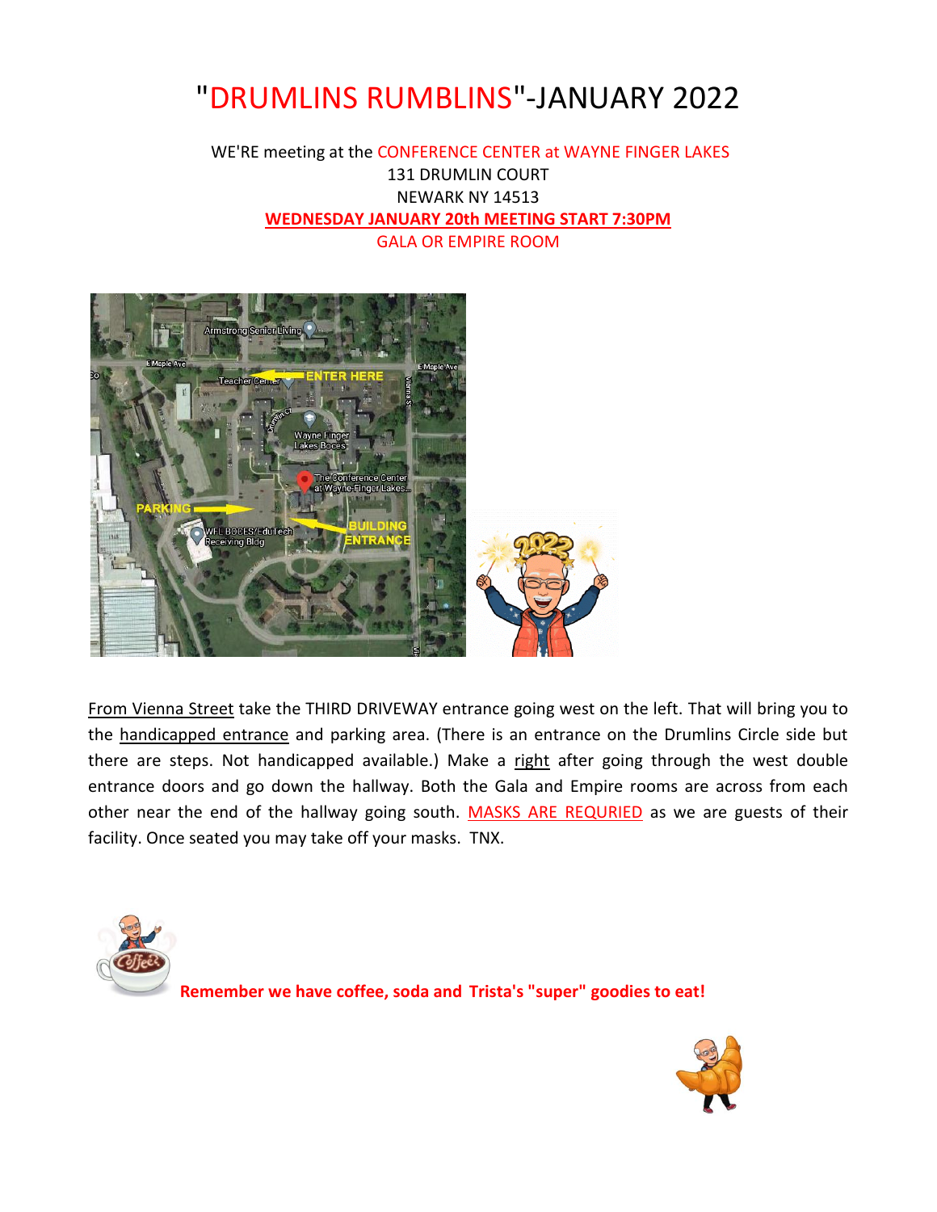# "DRUMLINS RUMBLINS"-JANUARY 2022

WE'RE meeting at the CONFERENCE CENTER at WAYNE FINGER LAKES
131 DRUMLIN COURT
NEWARK NY 14513
**WEDNESDAY JANUARY 20th MEETING START 7:30PM**
GALA OR EMPIRE ROOM

From Vienna Street take the THIRD DRIVEWAY entrance going west on the left. That will bring you to the handicapped entrance and parking area. (There is an entrance on the Drumlins Circle side but there are steps. Not handicapped available.) Make a right after going through the west double entrance doors and go down the hallway. Both the Gala and Empire rooms are across from each other near the end of the hallway going south. MASKS ARE REQURIED as we are guests of their facility. Once seated you may take off your masks. TNX.

**Remember we have coffee, soda and Trista's "super" goodies to eat!**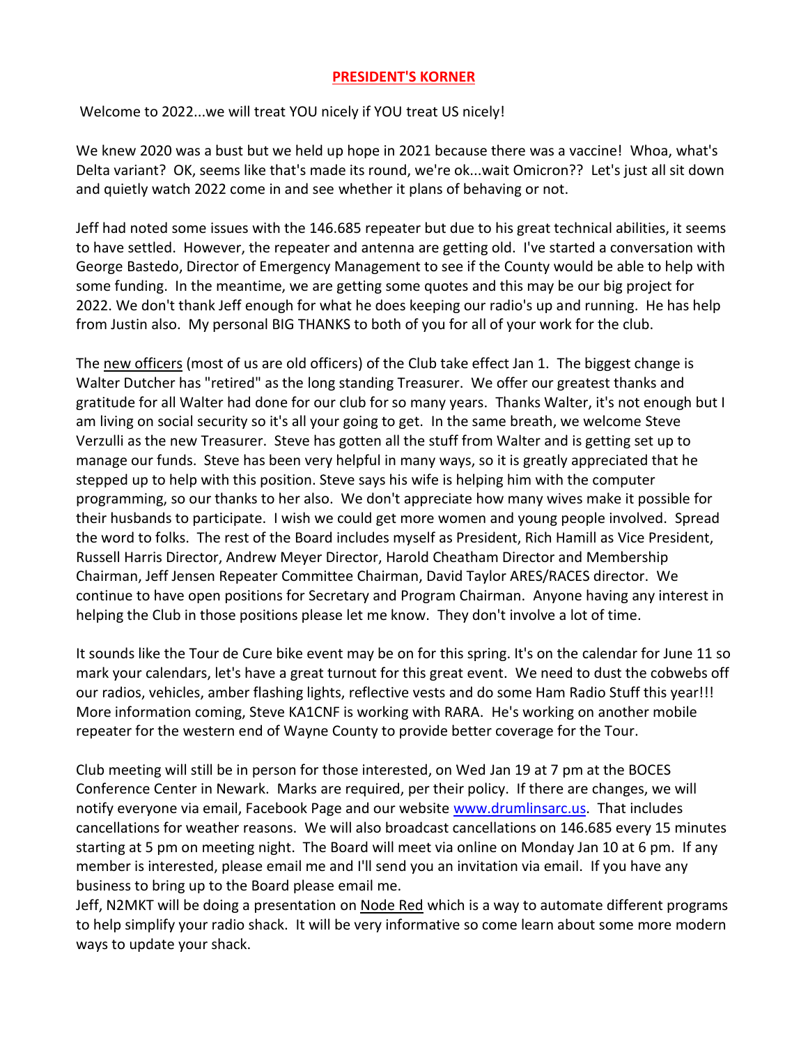# PRESIDENT'S KORNER

Welcome to 2022...we will treat YOU nicely if YOU treat US nicely!

We knew 2020 was a bust but we held up hope in 2021 because there was a vaccine! Whoa, what's Delta variant? OK, seems like that's made its round, we're ok...wait Omicron?? Let's just all sit down and quietly watch 2022 come in and see whether it plans of behaving or not.

Jeff had noted some issues with the 146.685 repeater but due to his great technical abilities, it seems to have settled. However, the repeater and antenna are getting old. I've started a conversation with George Bastedo, Director of Emergency Management to see if the County would be able to help with some funding. In the meantime, we are getting some quotes and this may be our big project for 2022. We don't thank Jeff enough for what he does keeping our radio's up and running. He has help from Justin also. My personal BIG THANKS to both of you for all of your work for the club.

The new officers (most of us are old officers) of the Club take effect Jan 1. The biggest change is Walter Dutcher has "retired" as the long standing Treasurer. We offer our greatest thanks and gratitude for all Walter had done for our club for so many years. Thanks Walter, it's not enough but I am living on social security so it's all your going to get. In the same breath, we welcome Steve Verzulli as the new Treasurer. Steve has gotten all the stuff from Walter and is getting set up to manage our funds. Steve has been very helpful in many ways, so it is greatly appreciated that he stepped up to help with this position. Steve says his wife is helping him with the computer programming, so our thanks to her also. We don't appreciate how many wives make it possible for their husbands to participate. I wish we could get more women and young people involved. Spread the word to folks. The rest of the Board includes myself as President, Rich Hamill as Vice President, Russell Harris Director, Andrew Meyer Director, Harold Cheatham Director and Membership Chairman, Jeff Jensen Repeater Committee Chairman, David Taylor ARES/RACES director. We continue to have open positions for Secretary and Program Chairman. Anyone having any interest in helping the Club in those positions please let me know. They don't involve a lot of time.

It sounds like the Tour de Cure bike event may be on for this spring. It's on the calendar for June 11 so mark your calendars, let's have a great turnout for this great event. We need to dust the cobwebs off our radios, vehicles, amber flashing lights, reflective vests and do some Ham Radio Stuff this year!!! More information coming, Steve KA1CNF is working with RARA. He's working on another mobile repeater for the western end of Wayne County to provide better coverage for the Tour.

Club meeting will still be in person for those interested, on Wed Jan 19 at 7 pm at the BOCES Conference Center in Newark. Marks are required, per their policy. If there are changes, we will notify everyone via email, Facebook Page and our website www.drumlinsarc.us. That includes cancellations for weather reasons. We will also broadcast cancellations on 146.685 every 15 minutes starting at 5 pm on meeting night. The Board will meet via online on Monday Jan 10 at 6 pm. If any member is interested, please email me and I'll send you an invitation via email. If you have any business to bring up to the Board please email me.
Jeff, N2MKT will be doing a presentation on Node Red which is a way to automate different programs to help simplify your radio shack. It will be very informative so come learn about some more modern ways to update your shack.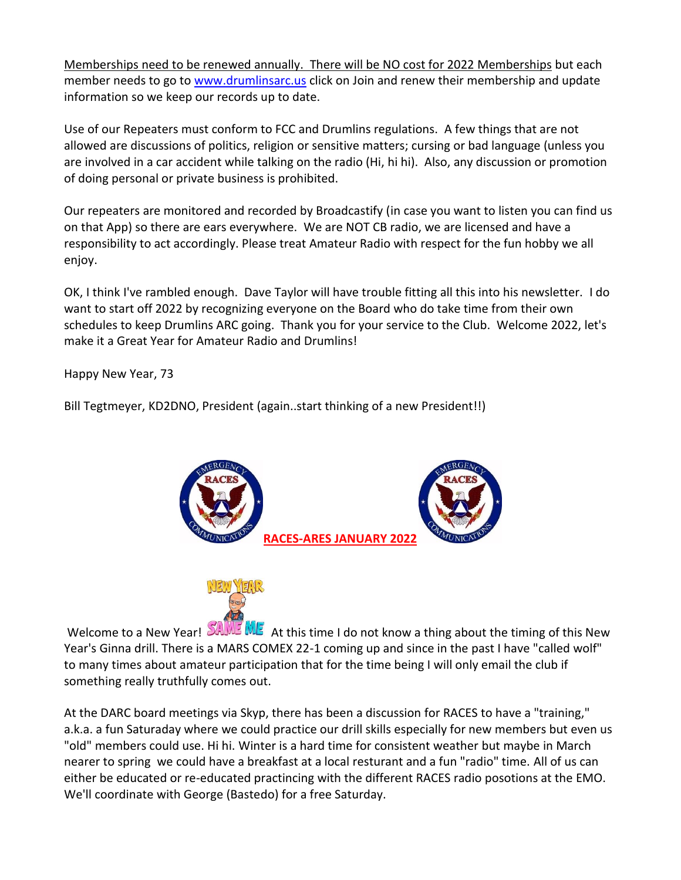Memberships need to be renewed annually. There will be NO cost for 2022 Memberships but each member needs to go to www.drumlinsarc.us click on Join and renew their membership and update information so we keep our records up to date.

Use of our Repeaters must conform to FCC and Drumlins regulations. A few things that are not allowed are discussions of politics, religion or sensitive matters; cursing or bad language (unless you are involved in a car accident while talking on the radio (Hi, hi hi). Also, any discussion or promotion of doing personal or private business is prohibited.

Our repeaters are monitored and recorded by Broadcastify (in case you want to listen you can find us on that App) so there are ears everywhere. We are NOT CB radio, we are licensed and have a responsibility to act accordingly. Please treat Amateur Radio with respect for the fun hobby we all enjoy.

OK, I think I've rambled enough. Dave Taylor will have trouble fitting all this into his newsletter. I do want to start off 2022 by recognizing everyone on the Board who do take time from their own schedules to keep Drumlins ARC going. Thank you for your service to the Club. Welcome 2022, let's make it a Great Year for Amateur Radio and Drumlins!

Happy New Year, 73

Bill Tegtmeyer, KD2DNO, President (again..start thinking of a new President!!)

## RACES-ARES JANUARY 2022

Welcome to a New Year! At this time I do not know a thing about the timing of this New Year's Ginna drill. There is a MARS COMEX 22-1 coming up and since in the past I have "called wolf" to many times about amateur participation that for the time being I will only email the club if something really truthfully comes out.

At the DARC board meetings via Skyp, there has been a discussion for RACES to have a "training," a.k.a. a fun Saturaday where we could practice our drill skills especially for new members but even us "old" members could use. Hi hi. Winter is a hard time for consistent weather but maybe in March nearer to spring we could have a breakfast at a local resturant and a fun "radio" time. All of us can either be educated or re-educated practincing with the different RACES radio posotions at the EMO. We'll coordinate with George (Bastedo) for a free Saturday.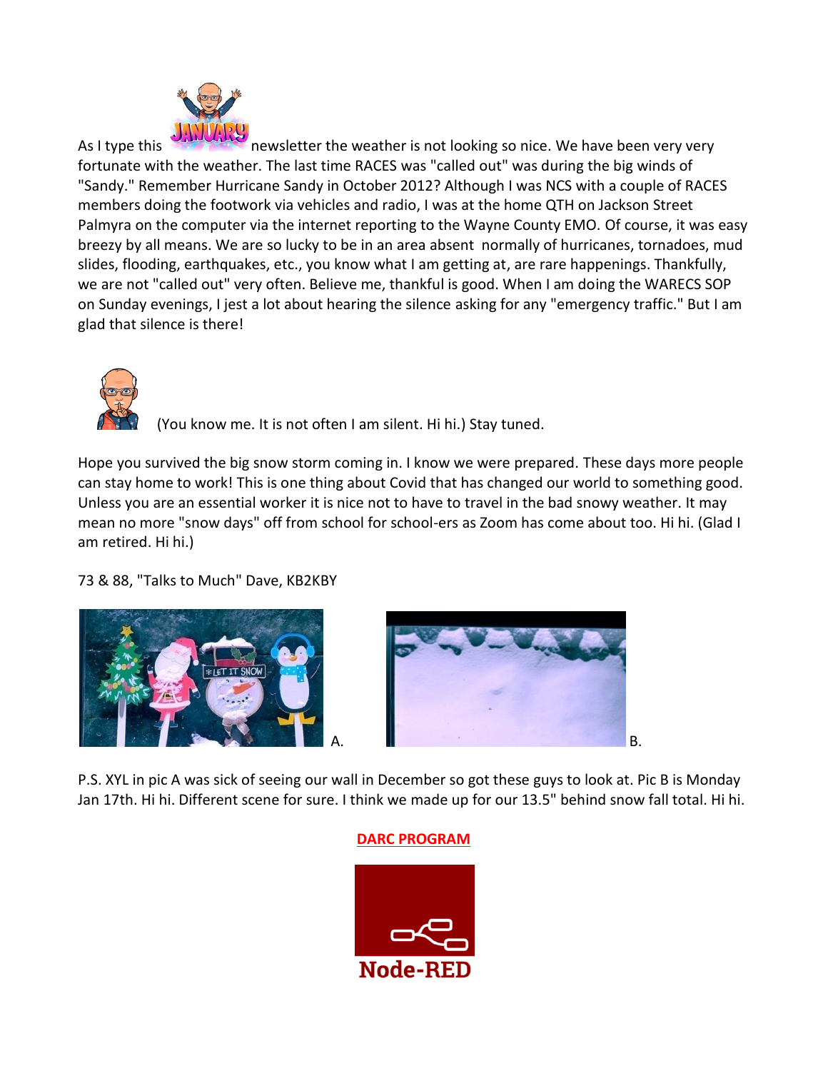As I type this newsletter the weather is not looking so nice. We have been very very fortunate with the weather. The last time RACES was "called out" was during the big winds of "Sandy." Remember Hurricane Sandy in October 2012? Although I was NCS with a couple of RACES members doing the footwork via vehicles and radio, I was at the home QTH on Jackson Street Palmyra on the computer via the internet reporting to the Wayne County EMO. Of course, it was easy breezy by all means. We are so lucky to be in an area absent normally of hurricanes, tornadoes, mud slides, flooding, earthquakes, etc., you know what I am getting at, are rare happenings. Thankfully, we are not "called out" very often. Believe me, thankful is good. When I am doing the WARECS SOP on Sunday evenings, I jest a lot about hearing the silence asking for any "emergency traffic." But I am glad that silence is there!

(You know me. It is not often I am silent. Hi hi.) Stay tuned.

Hope you survived the big snow storm coming in. I know we were prepared. These days more people can stay home to work! This is one thing about Covid that has changed our world to something good. Unless you are an essential worker it is nice not to have to travel in the bad snowy weather. It may mean no more "snow days" off from school for school-ers as Zoom has come about too. Hi hi. (Glad I am retired. Hi hi.)

73 & 88, "Talks to Much" Dave, KB2KBY

A.

B.

P.S. XYL in pic A was sick of seeing our wall in December so got these guys to look at. Pic B is Monday Jan 17th. Hi hi. Different scene for sure. I think we made up for our 13.5" behind snow fall total. Hi hi.

## DARC PROGRAM

Node-RED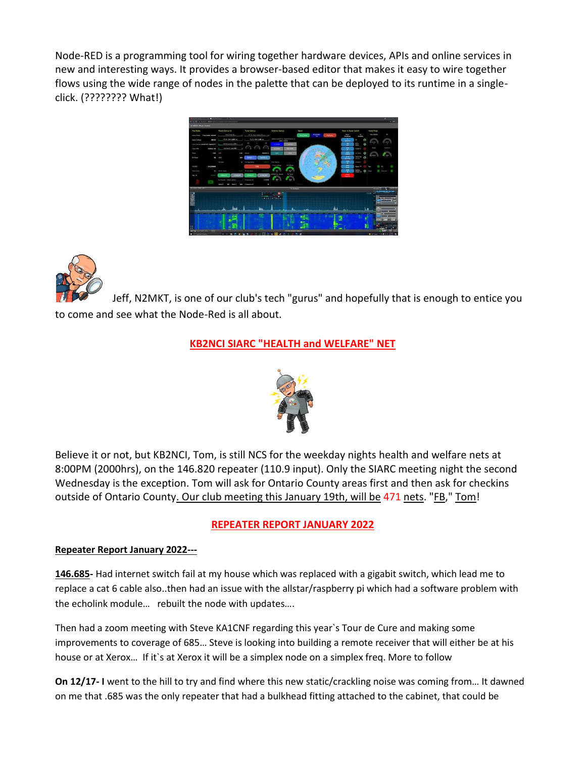Node-RED is a programming tool for wiring together hardware devices, APIs and online services in new and interesting ways. It provides a browser-based editor that makes it easy to wire together flows using the wide range of nodes in the palette that can be deployed to its runtime in a single-click. (???????? What!)

Jeff, N2MKT, is one of our club's tech "gurus" and hopefully that is enough to entice you to come and see what the Node-Red is all about.

## KB2NCI SIARC "HEALTH and WELFARE" NET

Believe it or not, but KB2NCI, Tom, is still NCS for the weekday nights health and welfare nets at 8:00PM (2000hrs), on the 146.820 repeater (110.9 input). Only the SIARC meeting night the second Wednesday is the exception. Tom will ask for Ontario County areas first and then ask for checkins outside of Ontario County. Our club meeting this January 19th, will be 471 nets. "FB," Tom!

## REPEATER REPORT JANUARY 2022

**Repeater Report January 2022---**

**146.685-** Had internet switch fail at my house which was replaced with a gigabit switch, which lead me to replace a cat 6 cable also..then had an issue with the allstar/raspberry pi which had a software problem with the echolink module… rebuilt the node with updates….

Then had a zoom meeting with Steve KA1CNF regarding this year`s Tour de Cure and making some improvements to coverage of 685… Steve is looking into building a remote receiver that will either be at his house or at Xerox… If it`s at Xerox it will be a simplex node on a simplex freq. More to follow

**On 12/17- I** went to the hill to try and find where this new static/crackling noise was coming from… It dawned on me that .685 was the only repeater that had a bulkhead fitting attached to the cabinet, that could be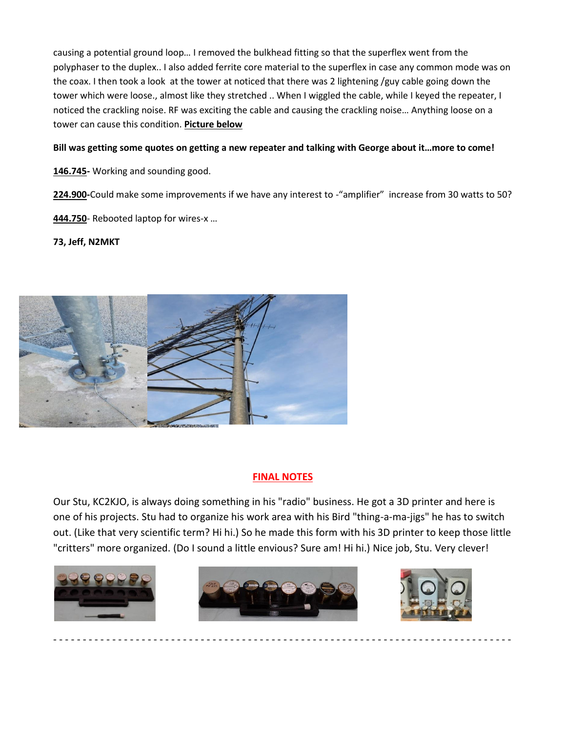causing a potential ground loop… I removed the bulkhead fitting so that the superflex went from the polyphaser to the duplex.. I also added ferrite core material to the superflex in case any common mode was on the coax. I then took a look at the tower at noticed that there was 2 lightening /guy cable going down the tower which were loose., almost like they stretched .. When I wiggled the cable, while I keyed the repeater, I noticed the crackling noise. RF was exciting the cable and causing the crackling noise… Anything loose on a tower can cause this condition. **Picture below**

**Bill was getting some quotes on getting a new repeater and talking with George about it…more to come!**

**146.745**- Working and sounding good.

**224.900**-Could make some improvements if we have any interest to -"amplifier" increase from 30 watts to 50?

**444.750**- Rebooted laptop for wires-x …

**73, Jeff, N2MKT**

## FINAL NOTES

Our Stu, KC2KJO, is always doing something in his "radio" business. He got a 3D printer and here is one of his projects. Stu had to organize his work area with his Bird "thing-a-ma-jigs" he has to switch out. (Like that very scientific term? Hi hi.) So he made this form with his 3D printer to keep those little "critters" more organized. (Do I sound a little envious? Sure am! Hi hi.) Nice job, Stu. Very clever!

- - - - - - - - - - - - - - - - - - - - - - - - - - - - - - - - - - - - - - - - - - - - - - - - - - - - - - - - - - - - - - - - - - - - - -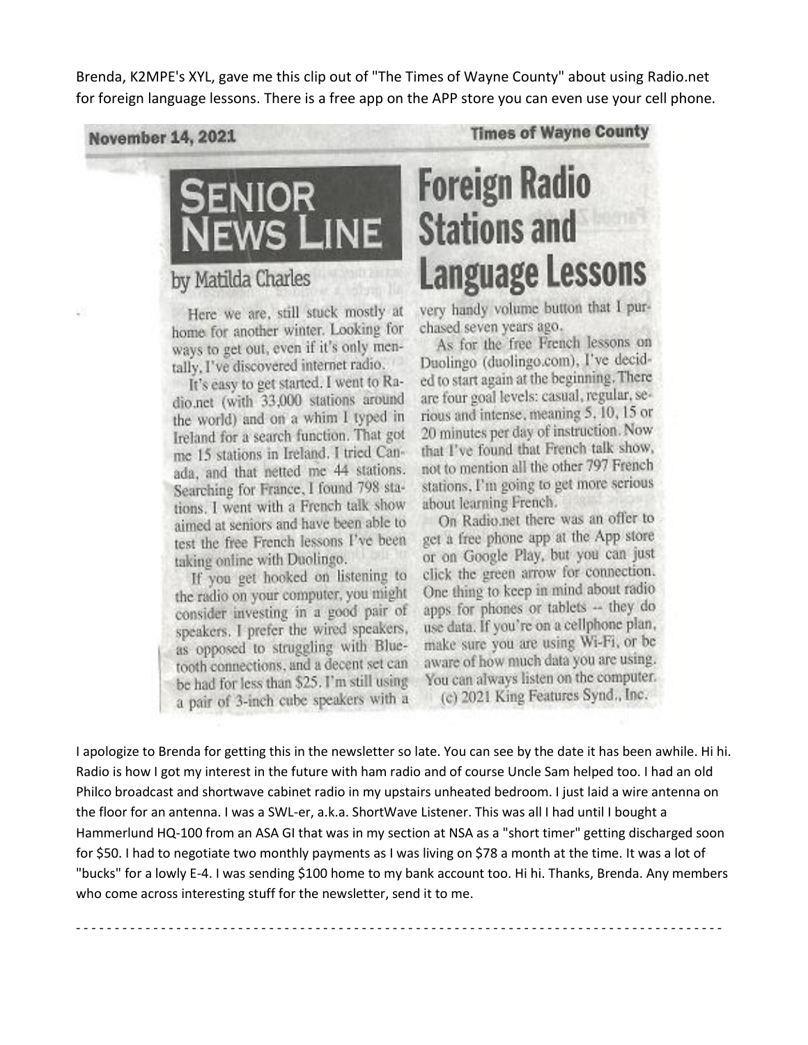Brenda, K2MPE's XYL, gave me this clip out of "The Times of Wayne County" about using Radio.net for foreign language lessons. There is a free app on the APP store you can even use your cell phone.

**November 14, 2021** **Times of Wayne County**

# SENIOR NEWS LINE

by Matilda Charles

# Foreign Radio Stations and Language Lessons

Here we are, still stuck mostly at home for another winter. Looking for ways to get out, even if it's only mentally, I've discovered internet radio.

It's easy to get started. I went to Radio.net (with 33,000 stations around the world) and on a whim I typed in Ireland for a search function. That got me 15 stations in Ireland. I tried Canada, and that netted me 44 stations. Searching for France, I found 798 stations. I went with a French talk show aimed at seniors and have been able to test the free French lessons I've been taking online with Duolingo.

If you get hooked on listening to the radio on your computer, you might consider investing in a good pair of speakers. I prefer the wired speakers, as opposed to struggling with Bluetooth connections, and a decent set can be had for less than $25. I'm still using a pair of 3-inch cube speakers with a very handy volume button that I purchased seven years ago.

As for the free French lessons on Duolingo (duolingo.com), I've decided to start again at the beginning. There are four goal levels: casual, regular, serious and intense, meaning 5, 10, 15 or 20 minutes per day of instruction. Now that I've found that French talk show, not to mention all the other 797 French stations, I'm going to get more serious about learning French.

On Radio.net there was an offer to get a free phone app at the App store or on Google Play, but you can just click the green arrow for connection. One thing to keep in mind about radio apps for phones or tablets -- they do use data. If you're on a cellphone plan, make sure you are using Wi-Fi, or be aware of how much data you are using. You can always listen on the computer.

(c) 2021 King Features Synd., Inc.

I apologize to Brenda for getting this in the newsletter so late. You can see by the date it has been awhile. Hi hi. Radio is how I got my interest in the future with ham radio and of course Uncle Sam helped too. I had an old Philco broadcast and shortwave cabinet radio in my upstairs unheated bedroom. I just laid a wire antenna on the floor for an antenna. I was a SWL-er, a.k.a. ShortWave Listener. This was all I had until I bought a Hammerlund HQ-100 from an ASA GI that was in my section at NSA as a "short timer" getting discharged soon for $50. I had to negotiate two monthly payments as I was living on $78 a month at the time. It was a lot of "bucks" for a lowly E-4. I was sending $100 home to my bank account too. Hi hi. Thanks, Brenda. Any members who come across interesting stuff for the newsletter, send it to me.

- - - - - - - - - - - - - - - - - - - - - - - - - - - - - - - - - - - - - - - - - - - - - - - - - - - - - - - - - - - - - - - - - - - - - - - - - - - - - - -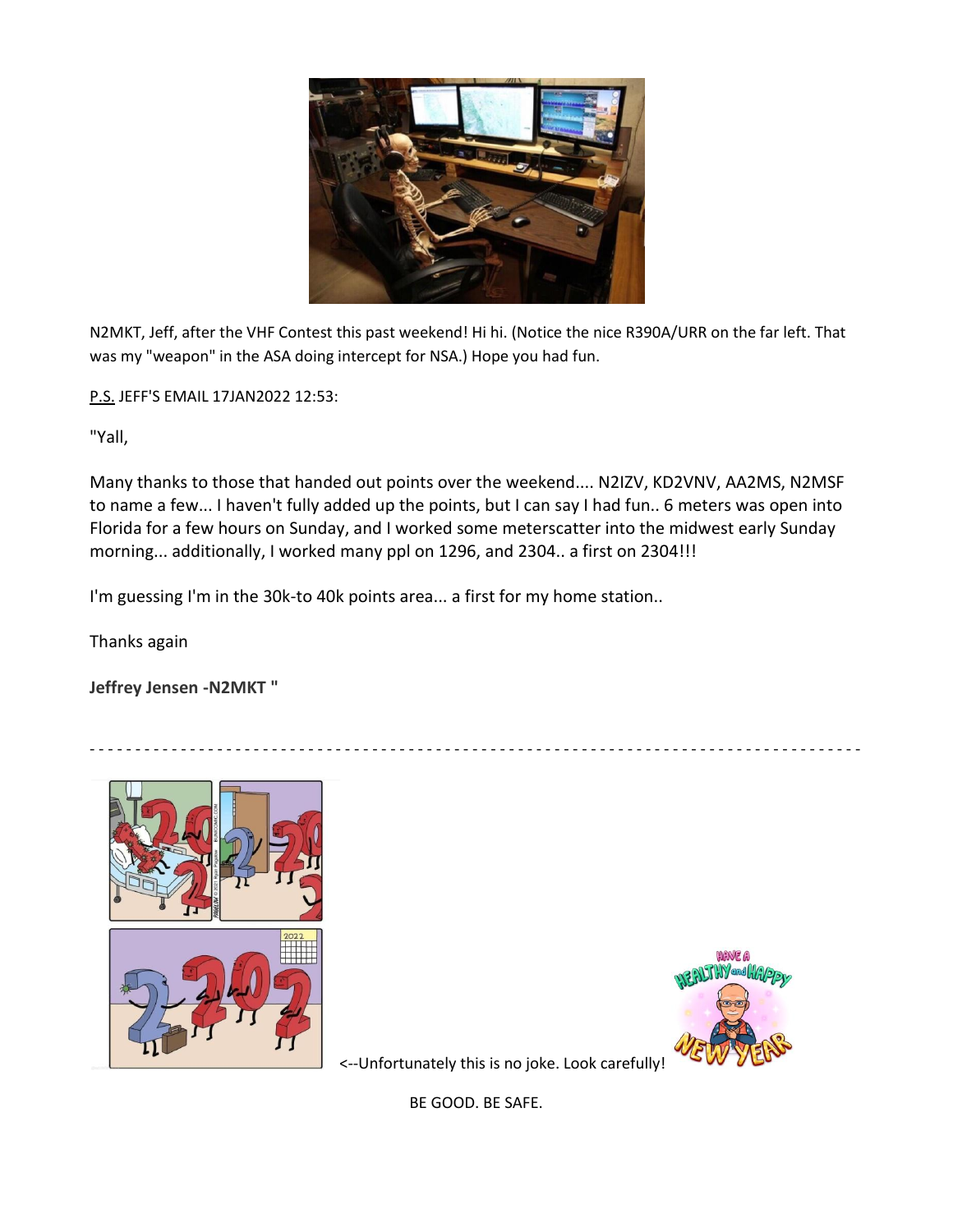N2MKT, Jeff, after the VHF Contest this past weekend! Hi hi. (Notice the nice R390A/URR on the far left. That was my "weapon" in the ASA doing intercept for NSA.) Hope you had fun.

P.S. JEFF'S EMAIL 17JAN2022 12:53:

"Yall,

Many thanks to those that handed out points over the weekend.... N2IZV, KD2VNV, AA2MS, N2MSF to name a few... I haven't fully added up the points, but I can say I had fun.. 6 meters was open into Florida for a few hours on Sunday, and I worked some meterscatter into the midwest early Sunday morning... additionally, I worked many ppl on 1296, and 2304.. a first on 2304!!!

I'm guessing I'm in the 30k-to 40k points area... a first for my home station..

Thanks again

**Jeffrey Jensen -N2MKT "**

- - - - - - - - - - - - - - - - - - - - - - - - - - - - - - - - - - - - - - - - - - - - - - - - - - - - - - - - - - - - - - - - - - - - - - - - - - - - - - - - - -

<--Unfortunately this is no joke. Look carefully!

BE GOOD. BE SAFE.